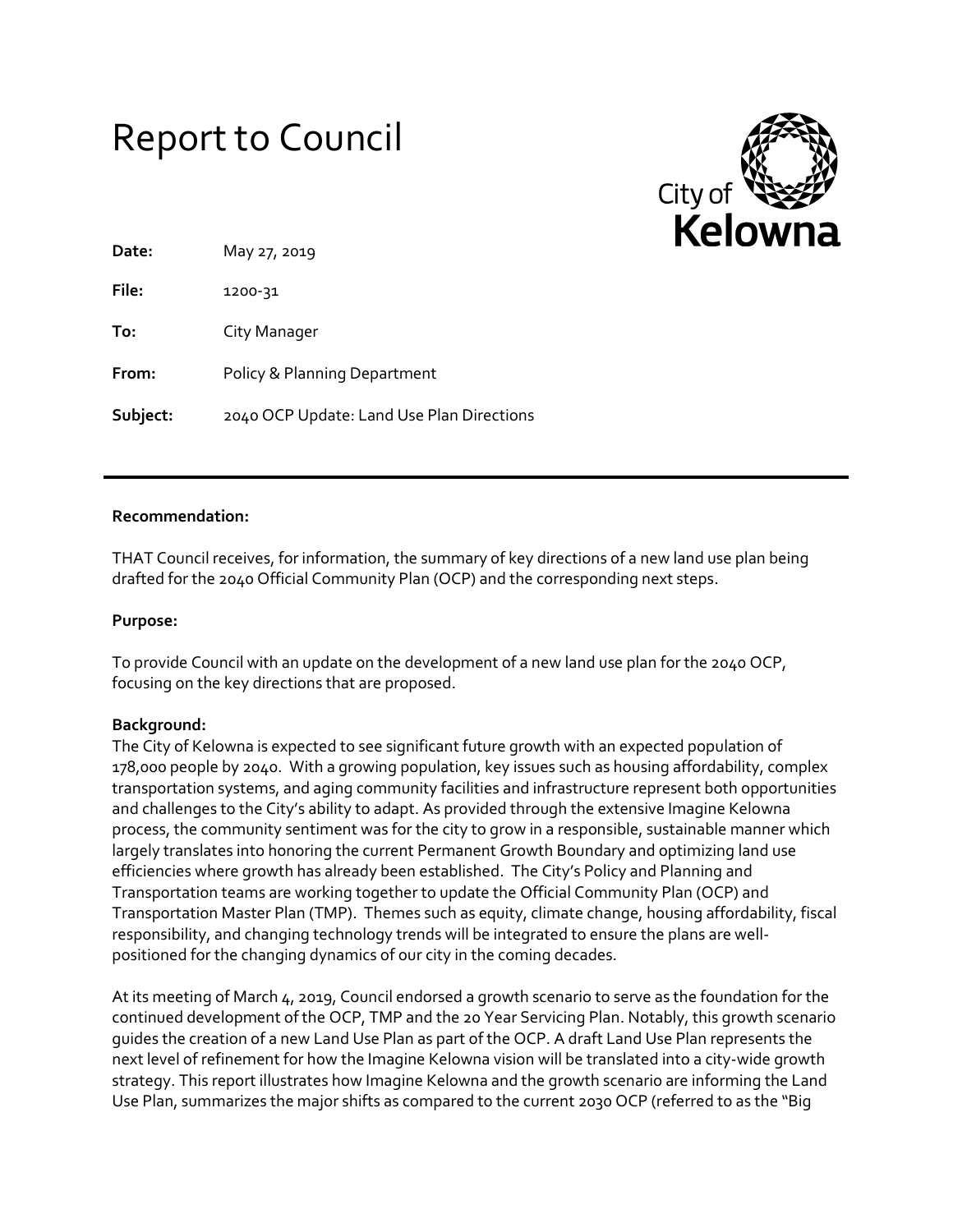# Report to Council

City of **Kelowna**

| | |
|---|---|
| **Date:** | May 27, 2019 |
| **File:** | 1200-31 |
| **To:** | City Manager |
| **From:** | Policy & Planning Department |
| **Subject:** | 2040 OCP Update: Land Use Plan Directions |

---

**Recommendation:**

THAT Council receives, for information, the summary of key directions of a new land use plan being drafted for the 2040 Official Community Plan (OCP) and the corresponding next steps.

**Purpose:**

To provide Council with an update on the development of a new land use plan for the 2040 OCP, focusing on the key directions that are proposed.

**Background:**

The City of Kelowna is expected to see significant future growth with an expected population of 178,000 people by 2040. With a growing population, key issues such as housing affordability, complex transportation systems, and aging community facilities and infrastructure represent both opportunities and challenges to the City's ability to adapt. As provided through the extensive Imagine Kelowna process, the community sentiment was for the city to grow in a responsible, sustainable manner which largely translates into honoring the current Permanent Growth Boundary and optimizing land use efficiencies where growth has already been established. The City's Policy and Planning and Transportation teams are working together to update the Official Community Plan (OCP) and Transportation Master Plan (TMP). Themes such as equity, climate change, housing affordability, fiscal responsibility, and changing technology trends will be integrated to ensure the plans are well-positioned for the changing dynamics of our city in the coming decades.

At its meeting of March 4, 2019, Council endorsed a growth scenario to serve as the foundation for the continued development of the OCP, TMP and the 20 Year Servicing Plan. Notably, this growth scenario guides the creation of a new Land Use Plan as part of the OCP. A draft Land Use Plan represents the next level of refinement for how the Imagine Kelowna vision will be translated into a city-wide growth strategy. This report illustrates how Imagine Kelowna and the growth scenario are informing the Land Use Plan, summarizes the major shifts as compared to the current 2030 OCP (referred to as the "Big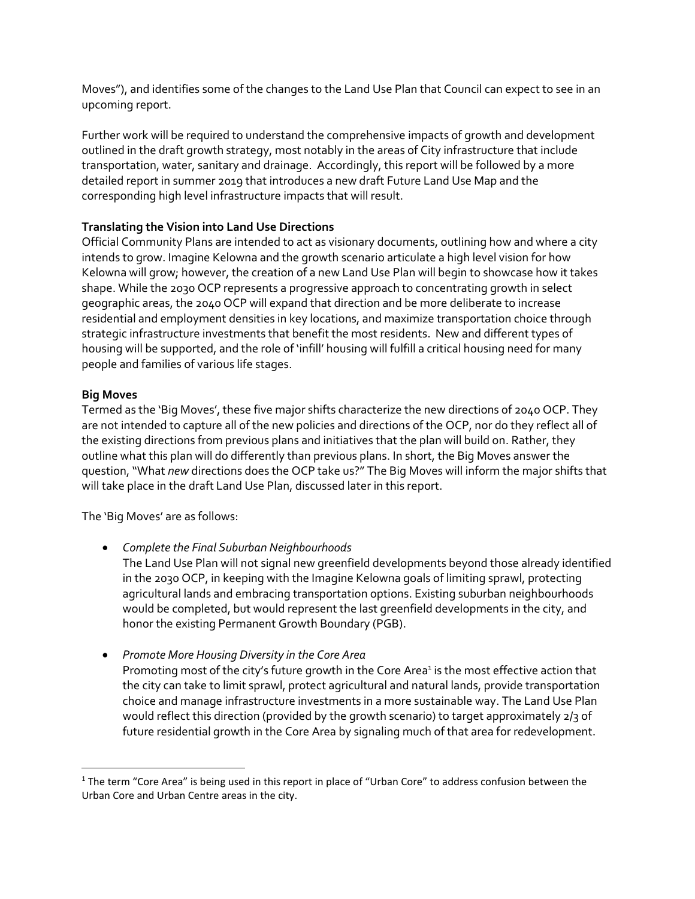Moves"), and identifies some of the changes to the Land Use Plan that Council can expect to see in an upcoming report.

Further work will be required to understand the comprehensive impacts of growth and development outlined in the draft growth strategy, most notably in the areas of City infrastructure that include transportation, water, sanitary and drainage. Accordingly, this report will be followed by a more detailed report in summer 2019 that introduces a new draft Future Land Use Map and the corresponding high level infrastructure impacts that will result.

**Translating the Vision into Land Use Directions**

Official Community Plans are intended to act as visionary documents, outlining how and where a city intends to grow. Imagine Kelowna and the growth scenario articulate a high level vision for how Kelowna will grow; however, the creation of a new Land Use Plan will begin to showcase how it takes shape. While the 2030 OCP represents a progressive approach to concentrating growth in select geographic areas, the 2040 OCP will expand that direction and be more deliberate to increase residential and employment densities in key locations, and maximize transportation choice through strategic infrastructure investments that benefit the most residents. New and different types of housing will be supported, and the role of 'infill' housing will fulfill a critical housing need for many people and families of various life stages.

**Big Moves**

Termed as the 'Big Moves', these five major shifts characterize the new directions of 2040 OCP. They are not intended to capture all of the new policies and directions of the OCP, nor do they reflect all of the existing directions from previous plans and initiatives that the plan will build on. Rather, they outline what this plan will do differently than previous plans. In short, the Big Moves answer the question, "What *new* directions does the OCP take us?" The Big Moves will inform the major shifts that will take place in the draft Land Use Plan, discussed later in this report.

The 'Big Moves' are as follows:

- *Complete the Final Suburban Neighbourhoods*
  The Land Use Plan will not signal new greenfield developments beyond those already identified in the 2030 OCP, in keeping with the Imagine Kelowna goals of limiting sprawl, protecting agricultural lands and embracing transportation options. Existing suburban neighbourhoods would be completed, but would represent the last greenfield developments in the city, and honor the existing Permanent Growth Boundary (PGB).

- *Promote More Housing Diversity in the Core Area*
  Promoting most of the city's future growth in the Core Area[1] is the most effective action that the city can take to limit sprawl, protect agricultural and natural lands, provide transportation choice and manage infrastructure investments in a more sustainable way. The Land Use Plan would reflect this direction (provided by the growth scenario) to target approximately 2/3 of future residential growth in the Core Area by signaling much of that area for redevelopment.

[1] The term "Core Area" is being used in this report in place of "Urban Core" to address confusion between the Urban Core and Urban Centre areas in the city.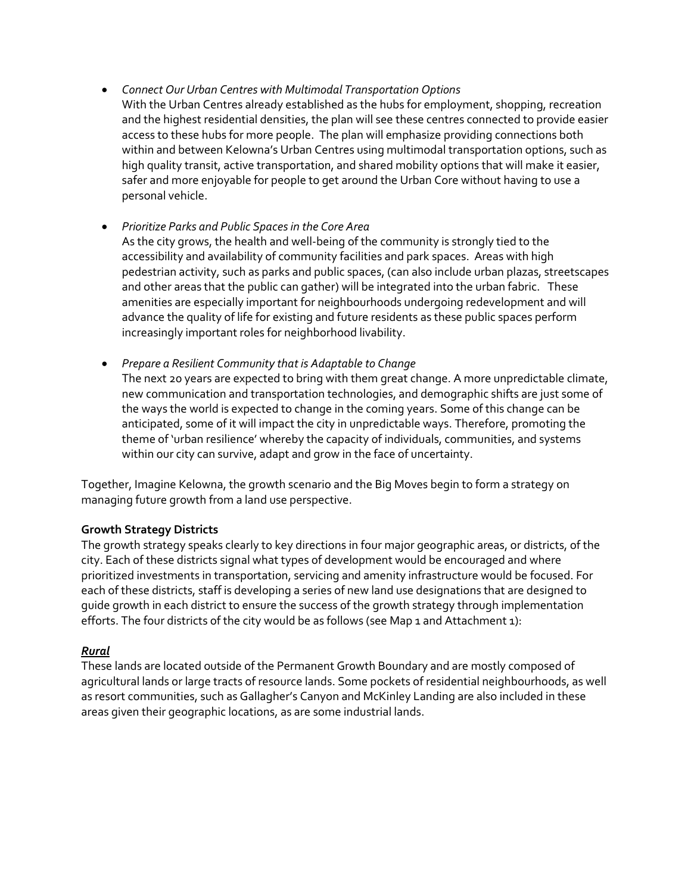- *Connect Our Urban Centres with Multimodal Transportation Options*
  With the Urban Centres already established as the hubs for employment, shopping, recreation and the highest residential densities, the plan will see these centres connected to provide easier access to these hubs for more people. The plan will emphasize providing connections both within and between Kelowna's Urban Centres using multimodal transportation options, such as high quality transit, active transportation, and shared mobility options that will make it easier, safer and more enjoyable for people to get around the Urban Core without having to use a personal vehicle.

- *Prioritize Parks and Public Spaces in the Core Area*
  As the city grows, the health and well-being of the community is strongly tied to the accessibility and availability of community facilities and park spaces. Areas with high pedestrian activity, such as parks and public spaces, (can also include urban plazas, streetscapes and other areas that the public can gather) will be integrated into the urban fabric. These amenities are especially important for neighbourhoods undergoing redevelopment and will advance the quality of life for existing and future residents as these public spaces perform increasingly important roles for neighborhood livability.

- *Prepare a Resilient Community that is Adaptable to Change*
  The next 20 years are expected to bring with them great change. A more unpredictable climate, new communication and transportation technologies, and demographic shifts are just some of the ways the world is expected to change in the coming years. Some of this change can be anticipated, some of it will impact the city in unpredictable ways. Therefore, promoting the theme of 'urban resilience' whereby the capacity of individuals, communities, and systems within our city can survive, adapt and grow in the face of uncertainty.

Together, Imagine Kelowna, the growth scenario and the Big Moves begin to form a strategy on managing future growth from a land use perspective.

**Growth Strategy Districts**

The growth strategy speaks clearly to key directions in four major geographic areas, or districts, of the city. Each of these districts signal what types of development would be encouraged and where prioritized investments in transportation, servicing and amenity infrastructure would be focused. For each of these districts, staff is developing a series of new land use designations that are designed to guide growth in each district to ensure the success of the growth strategy through implementation efforts. The four districts of the city would be as follows (see Map 1 and Attachment 1):

***Rural***

These lands are located outside of the Permanent Growth Boundary and are mostly composed of agricultural lands or large tracts of resource lands. Some pockets of residential neighbourhoods, as well as resort communities, such as Gallagher's Canyon and McKinley Landing are also included in these areas given their geographic locations, as are some industrial lands.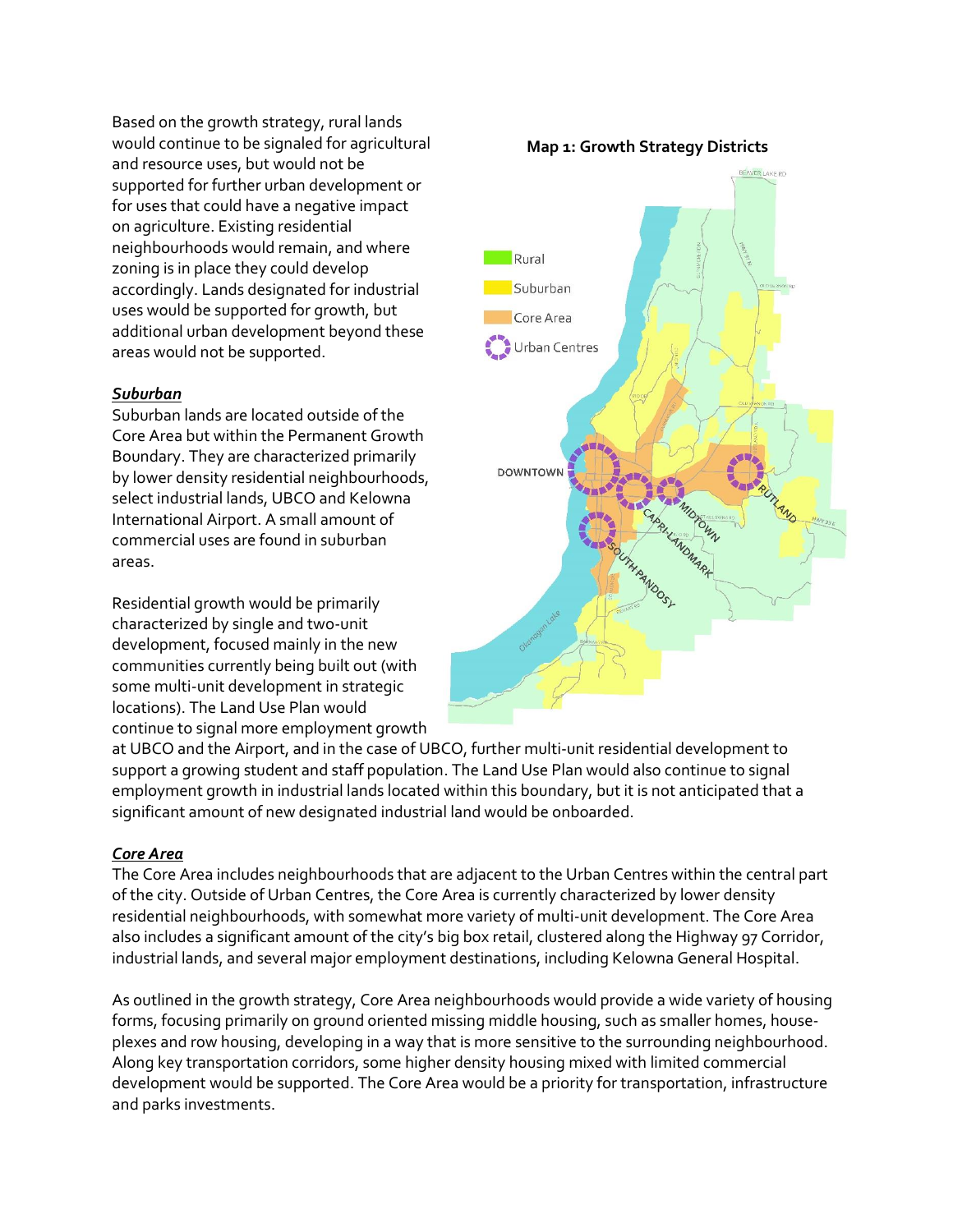Based on the growth strategy, rural lands would continue to be signaled for agricultural and resource uses, but would not be supported for further urban development or for uses that could have a negative impact on agriculture. Existing residential neighbourhoods would remain, and where zoning is in place they could develop accordingly. Lands designated for industrial uses would be supported for growth, but additional urban development beyond these areas would not be supported.

**Map 1: Growth Strategy Districts**

***Suburban***

Suburban lands are located outside of the Core Area but within the Permanent Growth Boundary. They are characterized primarily by lower density residential neighbourhoods, select industrial lands, UBCO and Kelowna International Airport. A small amount of commercial uses are found in suburban areas.

Residential growth would be primarily characterized by single and two-unit development, focused mainly in the new communities currently being built out (with some multi-unit development in strategic locations). The Land Use Plan would continue to signal more employment growth at UBCO and the Airport, and in the case of UBCO, further multi-unit residential development to support a growing student and staff population. The Land Use Plan would also continue to signal employment growth in industrial lands located within this boundary, but it is not anticipated that a significant amount of new designated industrial land would be onboarded.

***Core Area***

The Core Area includes neighbourhoods that are adjacent to the Urban Centres within the central part of the city. Outside of Urban Centres, the Core Area is currently characterized by lower density residential neighbourhoods, with somewhat more variety of multi-unit development. The Core Area also includes a significant amount of the city's big box retail, clustered along the Highway 97 Corridor, industrial lands, and several major employment destinations, including Kelowna General Hospital.

As outlined in the growth strategy, Core Area neighbourhoods would provide a wide variety of housing forms, focusing primarily on ground oriented missing middle housing, such as smaller homes, house-plexes and row housing, developing in a way that is more sensitive to the surrounding neighbourhood. Along key transportation corridors, some higher density housing mixed with limited commercial development would be supported. The Core Area would be a priority for transportation, infrastructure and parks investments.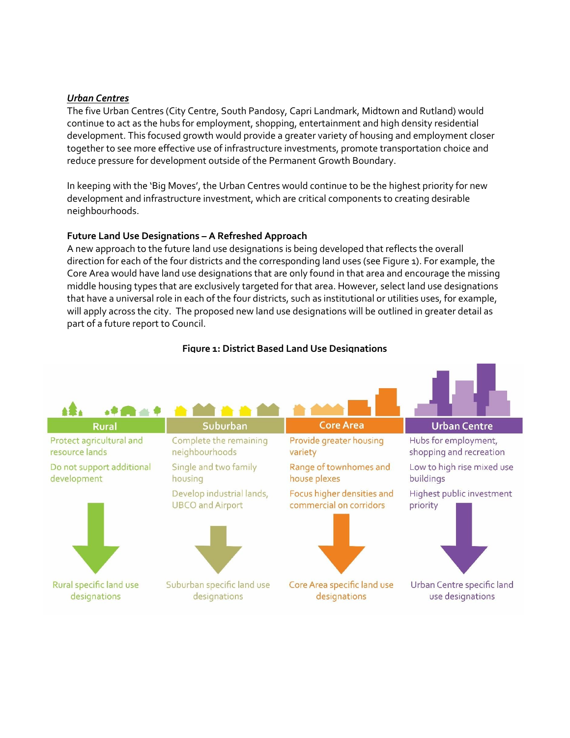***Urban Centres***
The five Urban Centres (City Centre, South Pandosy, Capri Landmark, Midtown and Rutland) would continue to act as the hubs for employment, shopping, entertainment and high density residential development. This focused growth would provide a greater variety of housing and employment closer together to see more effective use of infrastructure investments, promote transportation choice and reduce pressure for development outside of the Permanent Growth Boundary.

In keeping with the 'Big Moves', the Urban Centres would continue to be the highest priority for new development and infrastructure investment, which are critical components to creating desirable neighbourhoods.

**Future Land Use Designations – A Refreshed Approach**
A new approach to the future land use designations is being developed that reflects the overall direction for each of the four districts and the corresponding land uses (see Figure 1). For example, the Core Area would have land use designations that are only found in that area and encourage the missing middle housing types that are exclusively targeted for that area. However, select land use designations that have a universal role in each of the four districts, such as institutional or utilities uses, for example, will apply across the city. The proposed new land use designations will be outlined in greater detail as part of a future report to Council.

**Figure 1: District Based Land Use Designations**

| Rural | Suburban | Core Area | Urban Centre |
|---|---|---|---|
| Protect agricultural and resource lands | Complete the remaining neighbourhoods | Provide greater housing variety | Hubs for employment, shopping and recreation |
| Do not support additional development | Single and two family housing | Range of townhomes and house plexes | Low to high rise mixed use buildings |
| | Develop industrial lands, UBCO and Airport | Focus higher densities and commercial on corridors | Highest public investment priority |
| ↓ | ↓ | ↓ | ↓ |
| Rural specific land use designations | Suburban specific land use designations | Core Area specific land use designations | Urban Centre specific land use designations |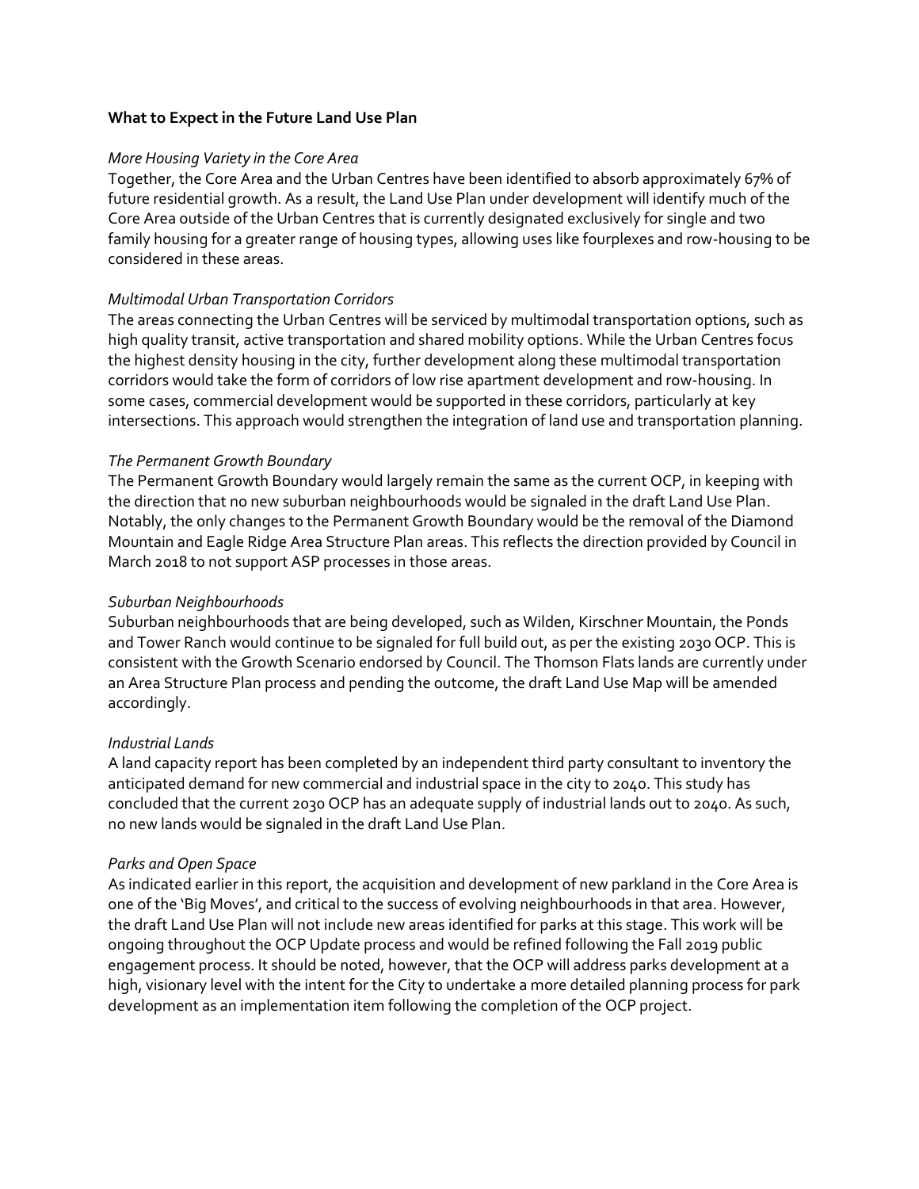**What to Expect in the Future Land Use Plan**

*More Housing Variety in the Core Area*

Together, the Core Area and the Urban Centres have been identified to absorb approximately 67% of future residential growth. As a result, the Land Use Plan under development will identify much of the Core Area outside of the Urban Centres that is currently designated exclusively for single and two family housing for a greater range of housing types, allowing uses like fourplexes and row-housing to be considered in these areas.

*Multimodal Urban Transportation Corridors*

The areas connecting the Urban Centres will be serviced by multimodal transportation options, such as high quality transit, active transportation and shared mobility options. While the Urban Centres focus the highest density housing in the city, further development along these multimodal transportation corridors would take the form of corridors of low rise apartment development and row-housing. In some cases, commercial development would be supported in these corridors, particularly at key intersections. This approach would strengthen the integration of land use and transportation planning.

*The Permanent Growth Boundary*

The Permanent Growth Boundary would largely remain the same as the current OCP, in keeping with the direction that no new suburban neighbourhoods would be signaled in the draft Land Use Plan. Notably, the only changes to the Permanent Growth Boundary would be the removal of the Diamond Mountain and Eagle Ridge Area Structure Plan areas. This reflects the direction provided by Council in March 2018 to not support ASP processes in those areas.

*Suburban Neighbourhoods*

Suburban neighbourhoods that are being developed, such as Wilden, Kirschner Mountain, the Ponds and Tower Ranch would continue to be signaled for full build out, as per the existing 2030 OCP. This is consistent with the Growth Scenario endorsed by Council. The Thomson Flats lands are currently under an Area Structure Plan process and pending the outcome, the draft Land Use Map will be amended accordingly.

*Industrial Lands*

A land capacity report has been completed by an independent third party consultant to inventory the anticipated demand for new commercial and industrial space in the city to 2040. This study has concluded that the current 2030 OCP has an adequate supply of industrial lands out to 2040. As such, no new lands would be signaled in the draft Land Use Plan.

*Parks and Open Space*

As indicated earlier in this report, the acquisition and development of new parkland in the Core Area is one of the 'Big Moves', and critical to the success of evolving neighbourhoods in that area. However, the draft Land Use Plan will not include new areas identified for parks at this stage. This work will be ongoing throughout the OCP Update process and would be refined following the Fall 2019 public engagement process. It should be noted, however, that the OCP will address parks development at a high, visionary level with the intent for the City to undertake a more detailed planning process for park development as an implementation item following the completion of the OCP project.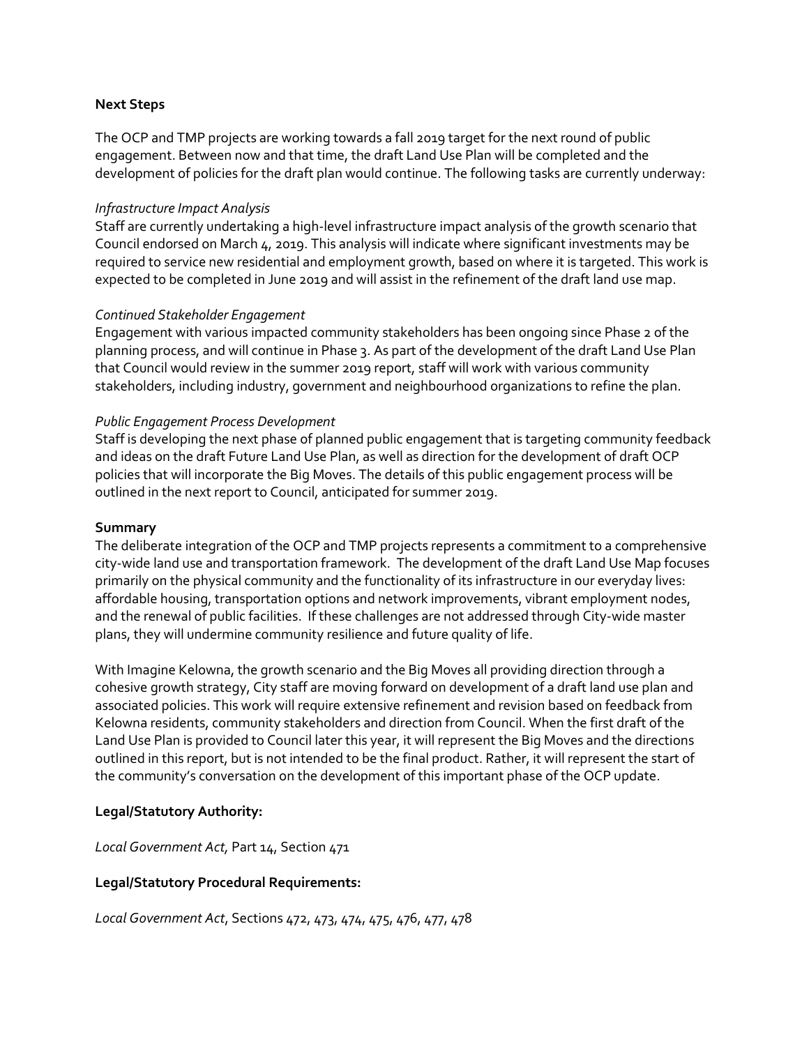**Next Steps**

The OCP and TMP projects are working towards a fall 2019 target for the next round of public engagement. Between now and that time, the draft Land Use Plan will be completed and the development of policies for the draft plan would continue. The following tasks are currently underway:

*Infrastructure Impact Analysis*
Staff are currently undertaking a high-level infrastructure impact analysis of the growth scenario that Council endorsed on March 4, 2019. This analysis will indicate where significant investments may be required to service new residential and employment growth, based on where it is targeted. This work is expected to be completed in June 2019 and will assist in the refinement of the draft land use map.

*Continued Stakeholder Engagement*
Engagement with various impacted community stakeholders has been ongoing since Phase 2 of the planning process, and will continue in Phase 3. As part of the development of the draft Land Use Plan that Council would review in the summer 2019 report, staff will work with various community stakeholders, including industry, government and neighbourhood organizations to refine the plan.

*Public Engagement Process Development*
Staff is developing the next phase of planned public engagement that is targeting community feedback and ideas on the draft Future Land Use Plan, as well as direction for the development of draft OCP policies that will incorporate the Big Moves. The details of this public engagement process will be outlined in the next report to Council, anticipated for summer 2019.

**Summary**
The deliberate integration of the OCP and TMP projects represents a commitment to a comprehensive city-wide land use and transportation framework. The development of the draft Land Use Map focuses primarily on the physical community and the functionality of its infrastructure in our everyday lives: affordable housing, transportation options and network improvements, vibrant employment nodes, and the renewal of public facilities. If these challenges are not addressed through City-wide master plans, they will undermine community resilience and future quality of life.

With Imagine Kelowna, the growth scenario and the Big Moves all providing direction through a cohesive growth strategy, City staff are moving forward on development of a draft land use plan and associated policies. This work will require extensive refinement and revision based on feedback from Kelowna residents, community stakeholders and direction from Council. When the first draft of the Land Use Plan is provided to Council later this year, it will represent the Big Moves and the directions outlined in this report, but is not intended to be the final product. Rather, it will represent the start of the community's conversation on the development of this important phase of the OCP update.

**Legal/Statutory Authority:**

*Local Government Act,* Part 14, Section 471

**Legal/Statutory Procedural Requirements:**

*Local Government Act*, Sections 472, 473, 474, 475, 476, 477, 478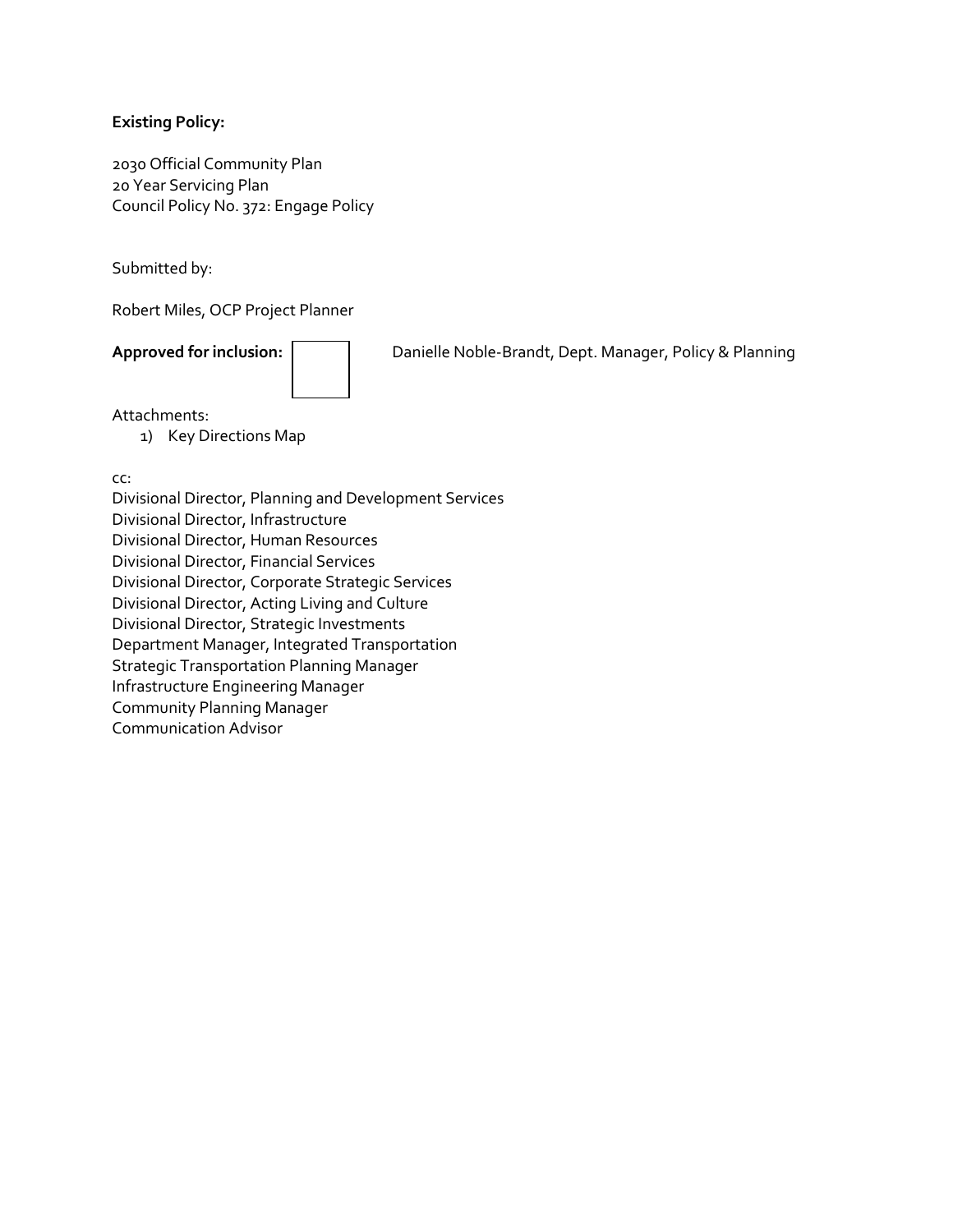**Existing Policy:**

2030 Official Community Plan
20 Year Servicing Plan
Council Policy No. 372: Engage Policy

Submitted by:

Robert Miles, OCP Project Planner

**Approved for inclusion:** Danielle Noble-Brandt, Dept. Manager, Policy & Planning

Attachments:

1) Key Directions Map

cc:
Divisional Director, Planning and Development Services
Divisional Director, Infrastructure
Divisional Director, Human Resources
Divisional Director, Financial Services
Divisional Director, Corporate Strategic Services
Divisional Director, Acting Living and Culture
Divisional Director, Strategic Investments
Department Manager, Integrated Transportation
Strategic Transportation Planning Manager
Infrastructure Engineering Manager
Community Planning Manager
Communication Advisor